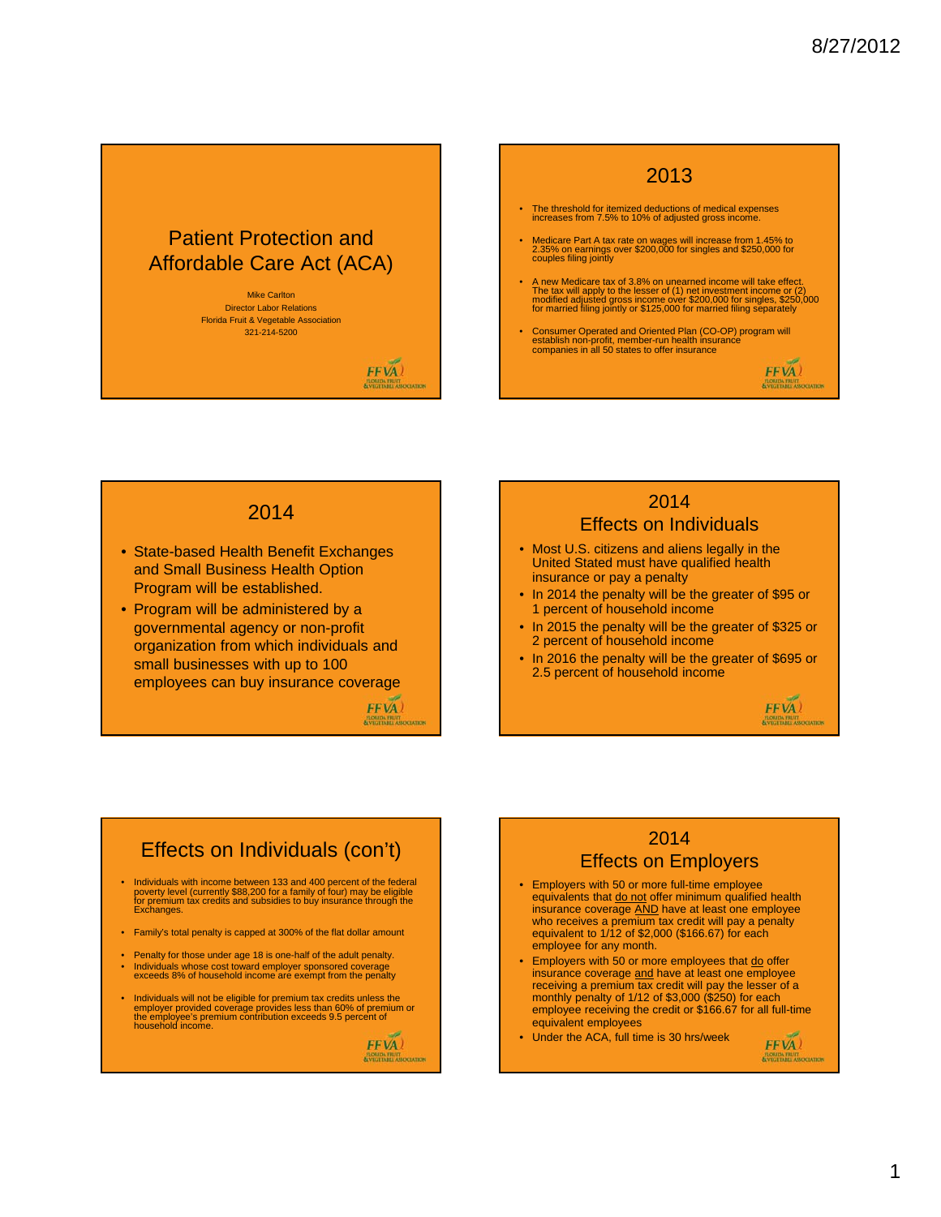# Patient Protection and Affordable Care Act (ACA)

Mike Carlton
Director Labor Relations
Florida Fruit & Vegetable Association
321-214-5200

## 2013

- The threshold for itemized deductions of medical expenses increases from 7.5% to 10% of adjusted gross income.
- Medicare Part A tax rate on wages will increase from 1.45% to 2.35% on earnings over $200,000 for singles and $250,000 for couples filing jointly
- A new Medicare tax of 3.8% on unearned income will take effect. The tax will apply to the lesser of (1) net investment income or (2) modified adjusted gross income over $200,000 for singles, $250,000 for married filing jointly or $125,000 for married filing separately
- Consumer Operated and Oriented Plan (CO-OP) program will establish non-profit, member-run health insurance companies in all 50 states to offer insurance

## 2014

- State-based Health Benefit Exchanges and Small Business Health Option Program will be established.
- Program will be administered by a governmental agency or non-profit organization from which individuals and small businesses with up to 100 employees can buy insurance coverage

## 2014 Effects on Individuals

- Most U.S. citizens and aliens legally in the United Stated must have qualified health insurance or pay a penalty
- In 2014 the penalty will be the greater of $95 or 1 percent of household income
- In 2015 the penalty will be the greater of $325 or 2 percent of household income
- In 2016 the penalty will be the greater of $695 or 2.5 percent of household income

## Effects on Individuals (con't)

- Individuals with income between 133 and 400 percent of the federal poverty level (currently $88,200 for a family of four) may be eligible for premium tax credits and subsidies to buy insurance through the Exchanges.
- Family's total penalty is capped at 300% of the flat dollar amount
- Penalty for those under age 18 is one-half of the adult penalty.
- Individuals whose cost toward employer sponsored coverage exceeds 8% of household income are exempt from the penalty
- Individuals will not be eligible for premium tax credits unless the employer provided coverage provides less than 60% of premium or the employee's premium contribution exceeds 9.5 percent of household income.

## 2014 Effects on Employers

- Employers with 50 or more full-time employee equivalents that do not offer minimum qualified health insurance coverage AND have at least one employee who receives a premium tax credit will pay a penalty equivalent to 1/12 of $2,000 ($166.67) for each employee for any month.
- Employers with 50 or more employees that do offer insurance coverage and have at least one employee receiving a premium tax credit will pay the lesser of a monthly penalty of 1/12 of $3,000 ($250) for each employee receiving the credit or $166.67 for all full-time equivalent employees
- Under the ACA, full time is 30 hrs/week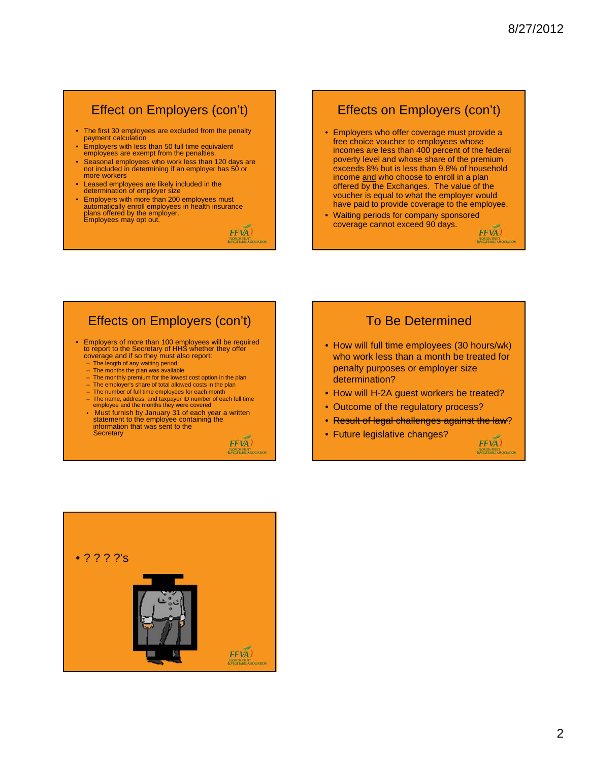## Effect on Employers (con't)

- The first 30 employees are excluded from the penalty payment calculation
- Employers with less than 50 full time equivalent employees are exempt from the penalties.
- Seasonal employees who work less than 120 days are not included in determining if an employer has 50 or more workers
- Leased employees are likely included in the determination of employer size
- Employers with more than 200 employees must automatically enroll employees in health insurance plans offered by the employer. Employees may opt out.

## Effects on Employers (con't)

- Employers who offer coverage must provide a free choice voucher to employees whose incomes are less than 400 percent of the federal poverty level and whose share of the premium exceeds 8% but is less than 9.8% of household income and who choose to enroll in a plan offered by the Exchanges. The value of the voucher is equal to what the employer would have paid to provide coverage to the employee.
- Waiting periods for company sponsored coverage cannot exceed 90 days.

## Effects on Employers (con't)

- Employers of more than 100 employees will be required to report to the Secretary of HHS whether they offer coverage and if so they must also report:
  - The length of any waiting period
  - The months the plan was available
  - The monthly premium for the lowest cost option in the plan
  - The employer's share of total allowed costs in the plan
  - The number of full time employees for each month
  - The name, address, and taxpayer ID number of each full time employee and the months they were covered
  - Must furnish by January 31 of each year a written statement to the employee containing the information that was sent to the Secretary

## To Be Determined

- How will full time employees (30 hours/wk) who work less than a month be treated for penalty purposes or employer size determination?
- How will H-2A guest workers be treated?
- Outcome of the regulatory process?
- ~~Result of legal challenges against the law~~?
- Future legislative changes?

- ? ? ? ?'s